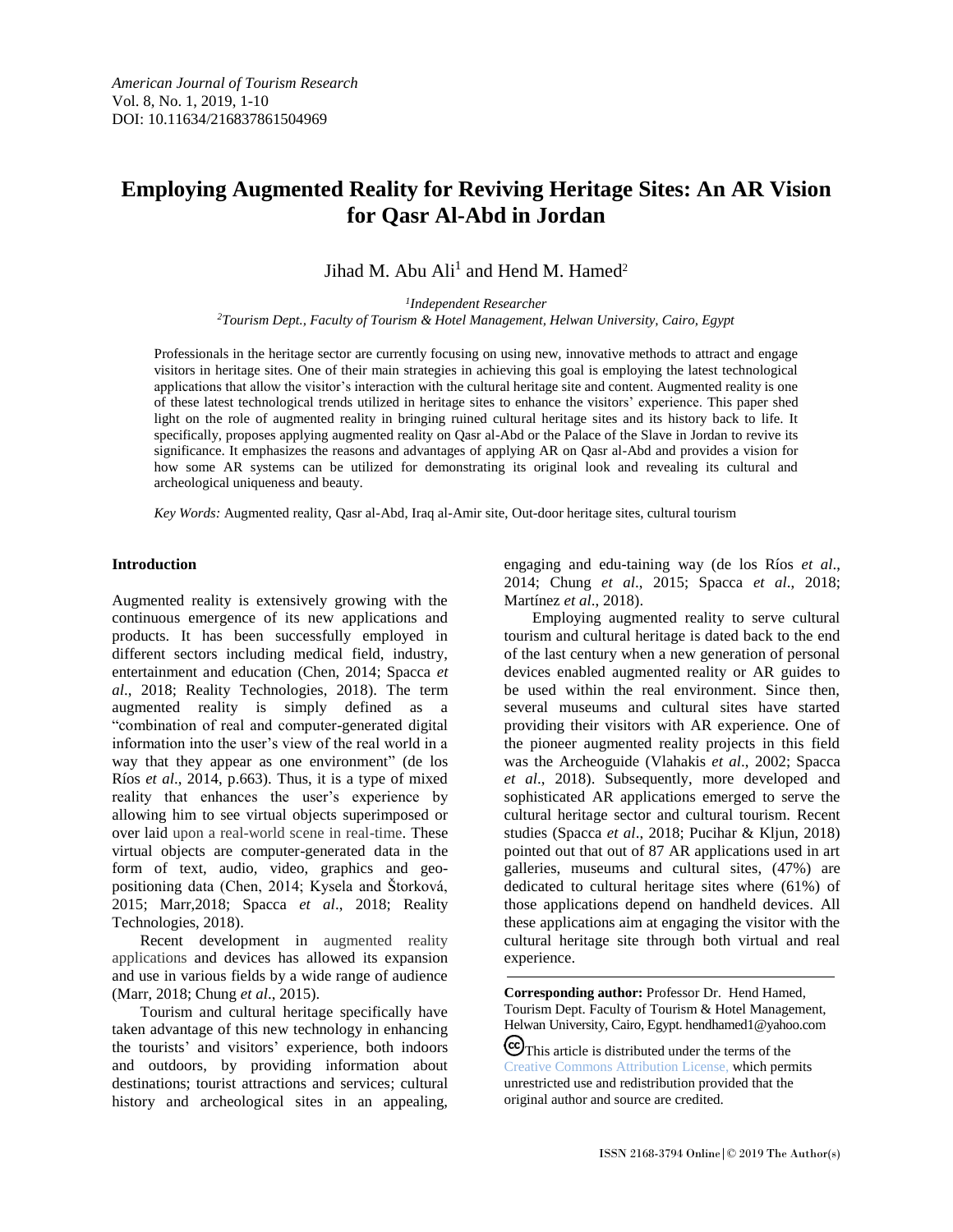*American Journal of Tourism Research*
Vol. 8, No. 1, 2019, 1-10
DOI: 10.11634/216837861504969

# Employing Augmented Reality for Reviving Heritage Sites: An AR Vision for Qasr Al-Abd in Jordan

Jihad M. Abu Ali[1] and Hend M. Hamed[2]

[1]*Independent Researcher*
[2]*Tourism Dept., Faculty of Tourism & Hotel Management, Helwan University, Cairo, Egypt*

Professionals in the heritage sector are currently focusing on using new, innovative methods to attract and engage visitors in heritage sites. One of their main strategies in achieving this goal is employing the latest technological applications that allow the visitor's interaction with the cultural heritage site and content. Augmented reality is one of these latest technological trends utilized in heritage sites to enhance the visitors' experience. This paper shed light on the role of augmented reality in bringing ruined cultural heritage sites and its history back to life. It specifically, proposes applying augmented reality on Qasr al-Abd or the Palace of the Slave in Jordan to revive its significance. It emphasizes the reasons and advantages of applying AR on Qasr al-Abd and provides a vision for how some AR systems can be utilized for demonstrating its original look and revealing its cultural and archeological uniqueness and beauty.

*Key Words:* Augmented reality, Qasr al-Abd, Iraq al-Amir site, Out-door heritage sites, cultural tourism

## Introduction

Augmented reality is extensively growing with the continuous emergence of its new applications and products. It has been successfully employed in different sectors including medical field, industry, entertainment and education (Chen, 2014; Spacca *et al*., 2018; Reality Technologies, 2018). The term augmented reality is simply defined as a "combination of real and computer-generated digital information into the user's view of the real world in a way that they appear as one environment" (de los Ríos *et al*., 2014, p.663). Thus, it is a type of mixed reality that enhances the user's experience by allowing him to see virtual objects superimposed or over laid upon a real-world scene in real-time. These virtual objects are computer-generated data in the form of text, audio, video, graphics and geo-positioning data (Chen, 2014; Kysela and Štorková, 2015; Marr,2018; Spacca *et al*., 2018; Reality Technologies, 2018).

Recent development in augmented reality applications and devices has allowed its expansion and use in various fields by a wide range of audience (Marr, 2018; Chung *et al*., 2015).

Tourism and cultural heritage specifically have taken advantage of this new technology in enhancing the tourists' and visitors' experience, both indoors and outdoors, by providing information about destinations; tourist attractions and services; cultural history and archeological sites in an appealing, engaging and edu-taining way (de los Ríos *et al*., 2014; Chung *et al*., 2015; Spacca *et al*., 2018; Martínez *et al*., 2018).

Employing augmented reality to serve cultural tourism and cultural heritage is dated back to the end of the last century when a new generation of personal devices enabled augmented reality or AR guides to be used within the real environment. Since then, several museums and cultural sites have started providing their visitors with AR experience. One of the pioneer augmented reality projects in this field was the Archeoguide (Vlahakis *et al*., 2002; Spacca *et al*., 2018). Subsequently, more developed and sophisticated AR applications emerged to serve the cultural heritage sector and cultural tourism. Recent studies (Spacca *et al*., 2018; Pucihar & Kljun, 2018) pointed out that out of 87 AR applications used in art galleries, museums and cultural sites, (47%) are dedicated to cultural heritage sites where (61%) of those applications depend on handheld devices. All these applications aim at engaging the visitor with the cultural heritage site through both virtual and real experience.

---

**Corresponding author:** Professor Dr. Hend Hamed, Tourism Dept. Faculty of Tourism & Hotel Management, Helwan University, Cairo, Egypt. hendhamed1@yahoo.com

This article is distributed under the terms of the Creative Commons Attribution License, which permits unrestricted use and redistribution provided that the original author and source are credited.

ISSN 2168-3794 Online | © 2019 The Author(s)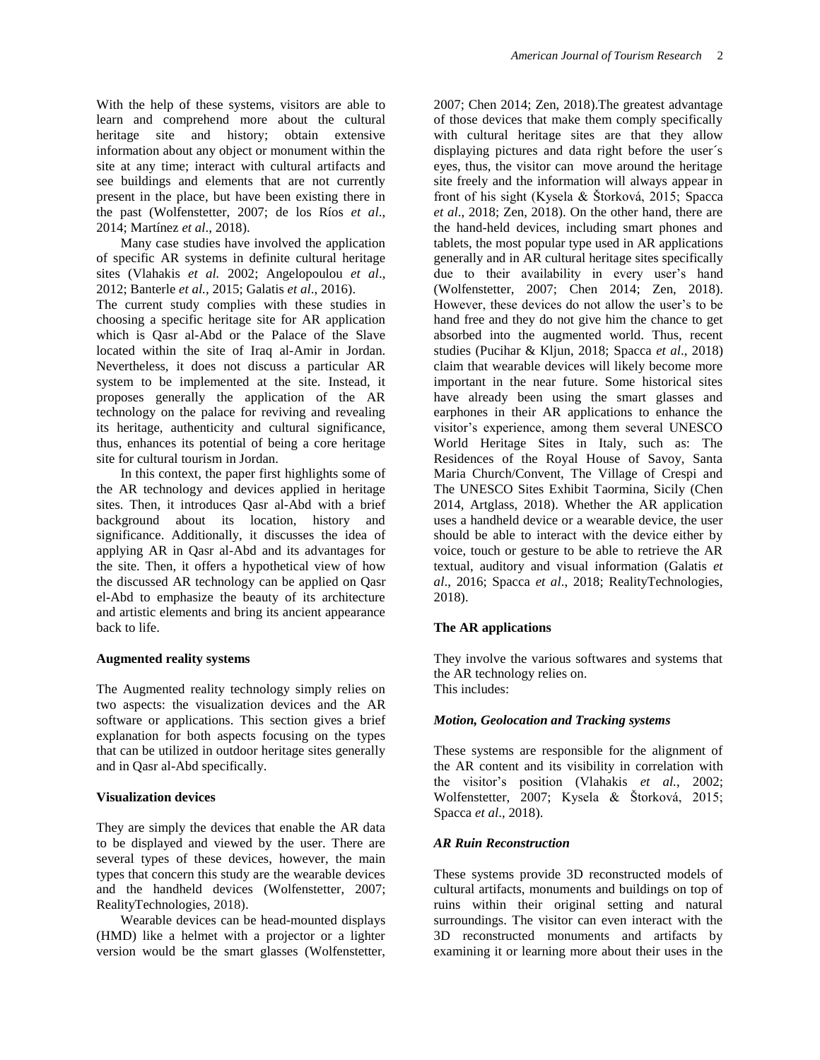With the help of these systems, visitors are able to learn and comprehend more about the cultural heritage site and history; obtain extensive information about any object or monument within the site at any time; interact with cultural artifacts and see buildings and elements that are not currently present in the place, but have been existing there in the past (Wolfenstetter, 2007; de los Ríos *et al*., 2014; Martínez *et al*., 2018).

Many case studies have involved the application of specific AR systems in definite cultural heritage sites (Vlahakis *et al.* 2002; Angelopoulou *et al*., 2012; Banterle *et al.*, 2015; Galatis *et al*., 2016). The current study complies with these studies in choosing a specific heritage site for AR application which is Qasr al-Abd or the Palace of the Slave located within the site of Iraq al-Amir in Jordan. Nevertheless, it does not discuss a particular AR system to be implemented at the site. Instead, it proposes generally the application of the AR technology on the palace for reviving and revealing its heritage, authenticity and cultural significance, thus, enhances its potential of being a core heritage site for cultural tourism in Jordan.

In this context, the paper first highlights some of the AR technology and devices applied in heritage sites. Then, it introduces Qasr al-Abd with a brief background about its location, history and significance. Additionally, it discusses the idea of applying AR in Qasr al-Abd and its advantages for the site. Then, it offers a hypothetical view of how the discussed AR technology can be applied on Qasr el-Abd to emphasize the beauty of its architecture and artistic elements and bring its ancient appearance back to life.

**Augmented reality systems**

The Augmented reality technology simply relies on two aspects: the visualization devices and the AR software or applications. This section gives a brief explanation for both aspects focusing on the types that can be utilized in outdoor heritage sites generally and in Qasr al-Abd specifically.

**Visualization devices**

They are simply the devices that enable the AR data to be displayed and viewed by the user. There are several types of these devices, however, the main types that concern this study are the wearable devices and the handheld devices (Wolfenstetter, 2007; RealityTechnologies, 2018).

Wearable devices can be head-mounted displays (HMD) like a helmet with a projector or a lighter version would be the smart glasses (Wolfenstetter, 2007; Chen 2014; Zen, 2018).The greatest advantage of those devices that make them comply specifically with cultural heritage sites are that they allow displaying pictures and data right before the user´s eyes, thus, the visitor can move around the heritage site freely and the information will always appear in front of his sight (Kysela & Štorková, 2015; Spacca *et al*., 2018; Zen, 2018). On the other hand, there are the hand-held devices, including smart phones and tablets, the most popular type used in AR applications generally and in AR cultural heritage sites specifically due to their availability in every user's hand (Wolfenstetter, 2007; Chen 2014; Zen, 2018). However, these devices do not allow the user's to be hand free and they do not give him the chance to get absorbed into the augmented world. Thus, recent studies (Pucihar & Kljun, 2018; Spacca *et al*., 2018) claim that wearable devices will likely become more important in the near future. Some historical sites have already been using the smart glasses and earphones in their AR applications to enhance the visitor's experience, among them several UNESCO World Heritage Sites in Italy, such as: The Residences of the Royal House of Savoy, Santa Maria Church/Convent, The Village of Crespi and The UNESCO Sites Exhibit Taormina, Sicily (Chen 2014, Artglass, 2018). Whether the AR application uses a handheld device or a wearable device, the user should be able to interact with the device either by voice, touch or gesture to be able to retrieve the AR textual, auditory and visual information (Galatis *et al*., 2016; Spacca *et al*., 2018; RealityTechnologies, 2018).

**The AR applications**

They involve the various softwares and systems that the AR technology relies on.
This includes:

***Motion, Geolocation and Tracking systems***

These systems are responsible for the alignment of the AR content and its visibility in correlation with the visitor's position (Vlahakis *et al.*, 2002; Wolfenstetter, 2007; Kysela & Štorková, 2015; Spacca *et al*., 2018).

***AR Ruin Reconstruction***

These systems provide 3D reconstructed models of cultural artifacts, monuments and buildings on top of ruins within their original setting and natural surroundings. The visitor can even interact with the 3D reconstructed monuments and artifacts by examining it or learning more about their uses in the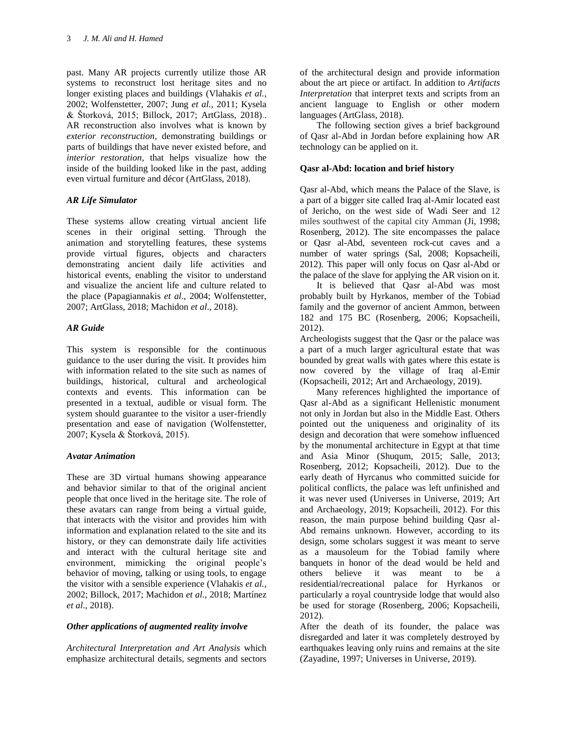past. Many AR projects currently utilize those AR systems to reconstruct lost heritage sites and no longer existing places and buildings (Vlahakis *et al.*, 2002; Wolfenstetter, 2007; Jung *et al.*, 2011; Kysela & Štorková, 2015; Billock, 2017; ArtGlass, 2018).. AR reconstruction also involves what is known by *exterior reconstruction*, demonstrating buildings or parts of buildings that have never existed before, and *interior restoration*, that helps visualize how the inside of the building looked like in the past, adding even virtual furniture and décor (ArtGlass, 2018).

### *AR Life Simulator*

These systems allow creating virtual ancient life scenes in their original setting. Through the animation and storytelling features, these systems provide virtual figures, objects and characters demonstrating ancient daily life activities and historical events, enabling the visitor to understand and visualize the ancient life and culture related to the place (Papagiannakis *et al*., 2004; Wolfenstetter, 2007; ArtGlass, 2018; Machidon *et al*., 2018).

### *AR Guide*

This system is responsible for the continuous guidance to the user during the visit. It provides him with information related to the site such as names of buildings, historical, cultural and archeological contexts and events. This information can be presented in a textual, audible or visual form. The system should guarantee to the visitor a user-friendly presentation and ease of navigation (Wolfenstetter, 2007; Kysela & Štorková, 2015).

### *Avatar Animation*

These are 3D virtual humans showing appearance and behavior similar to that of the original ancient people that once lived in the heritage site. The role of these avatars can range from being a virtual guide, that interacts with the visitor and provides him with information and explanation related to the site and its history, or they can demonstrate daily life activities and interact with the cultural heritage site and environment, mimicking the original people's behavior of moving, talking or using tools, to engage the visitor with a sensible experience (Vlahakis *et al.*, 2002; Billock, 2017; Machidon *et al*., 2018; Martínez *et al*., 2018).

### *Other applications of augmented reality involve*

*Architectural Interpretation and Art Analysis* which emphasize architectural details, segments and sectors of the architectural design and provide information about the art piece or artifact. In addition to *Artifacts Interpretation* that interpret texts and scripts from an ancient language to English or other modern languages (ArtGlass, 2018).

The following section gives a brief background of Qasr al-Abd in Jordan before explaining how AR technology can be applied on it.

### Qasr al-Abd: location and brief history

Qasr al-Abd, which means the Palace of the Slave, is a part of a bigger site called Iraq al-Amir located east of Jericho, on the west side of Wadi Seer and 12 miles southwest of the capital city Amman (Ji, 1998; Rosenberg, 2012). The site encompasses the palace or Qasr al-Abd, seventeen rock-cut caves and a number of water springs (Sal, 2008; Kopsacheili, 2012). This paper will only focus on Qasr al-Abd or the palace of the slave for applying the AR vision on it.

It is believed that Qasr al-Abd was most probably built by Hyrkanos, member of the Tobiad family and the governor of ancient Ammon, between 182 and 175 BC (Rosenberg, 2006; Kopsacheili, 2012).

Archeologists suggest that the Qasr or the palace was a part of a much larger agricultural estate that was bounded by great walls with gates where this estate is now covered by the village of Iraq al-Emir (Kopsacheili, 2012; Art and Archaeology, 2019).

Many references highlighted the importance of Qasr al-Abd as a significant Hellenistic monument not only in Jordan but also in the Middle East. Others pointed out the uniqueness and originality of its design and decoration that were somehow influenced by the monumental architecture in Egypt at that time and Asia Minor (Shuqum, 2015; Salle, 2013; Rosenberg, 2012; Kopsacheili, 2012). Due to the early death of Hyrcanus who committed suicide for political conflicts, the palace was left unfinished and it was never used (Universes in Universe, 2019; Art and Archaeology, 2019; Kopsacheili, 2012). For this reason, the main purpose behind building Qasr al-Abd remains unknown. However, according to its design, some scholars suggest it was meant to serve as a mausoleum for the Tobiad family where banquets in honor of the dead would be held and others believe it was meant to be a residential/recreational palace for Hyrkanos or particularly a royal countryside lodge that would also be used for storage (Rosenberg, 2006; Kopsacheili, 2012).

After the death of its founder, the palace was disregarded and later it was completely destroyed by earthquakes leaving only ruins and remains at the site (Zayadine, 1997; Universes in Universe, 2019).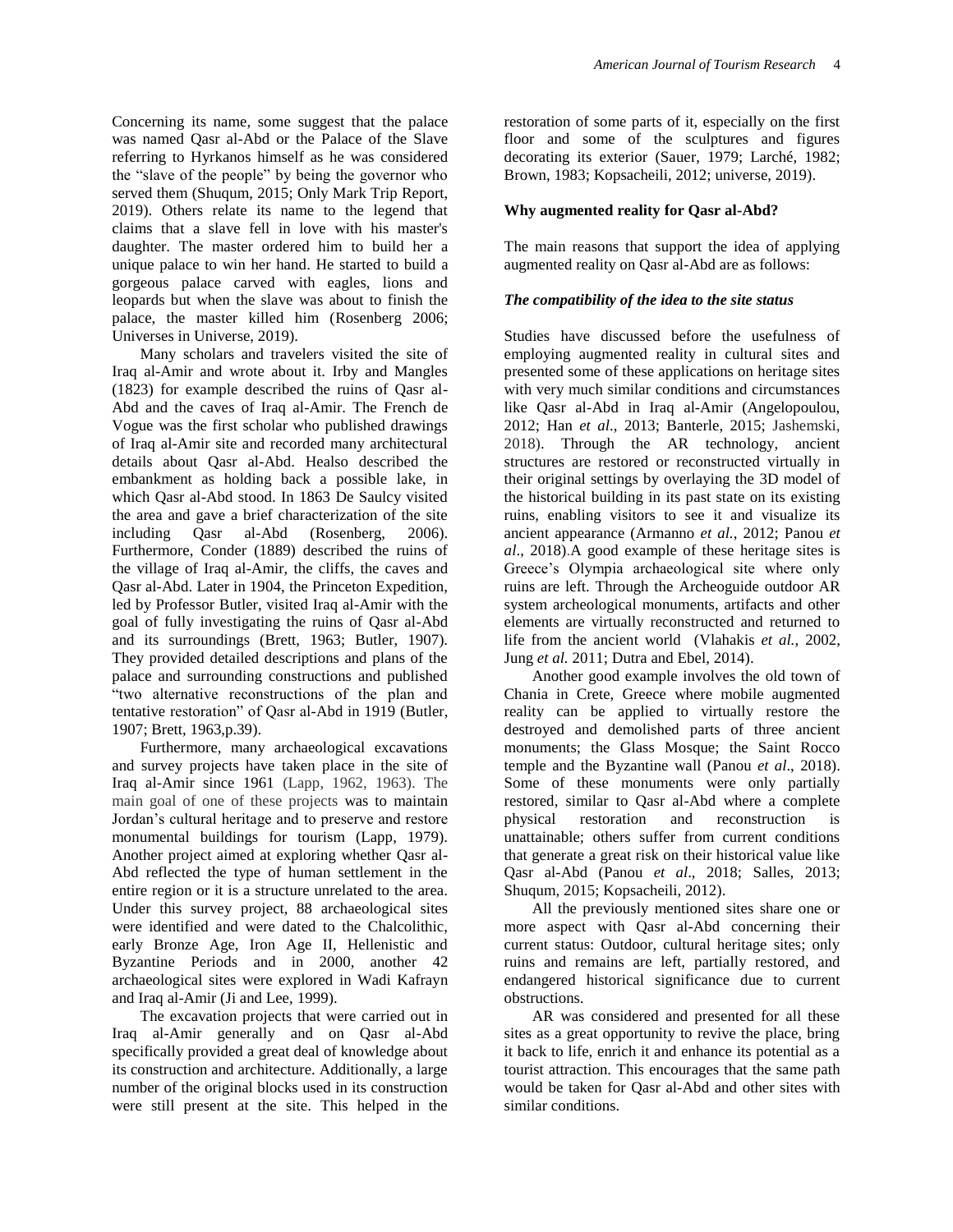Concerning its name, some suggest that the palace was named Qasr al-Abd or the Palace of the Slave referring to Hyrkanos himself as he was considered the "slave of the people" by being the governor who served them (Shuqum, 2015; Only Mark Trip Report, 2019). Others relate its name to the legend that claims that a slave fell in love with his master's daughter. The master ordered him to build her a unique palace to win her hand. He started to build a gorgeous palace carved with eagles, lions and leopards but when the slave was about to finish the palace, the master killed him (Rosenberg 2006; Universes in Universe, 2019).

Many scholars and travelers visited the site of Iraq al-Amir and wrote about it. Irby and Mangles (1823) for example described the ruins of Qasr al-Abd and the caves of Iraq al-Amir. The French de Vogue was the first scholar who published drawings of Iraq al-Amir site and recorded many architectural details about Qasr al-Abd. Healso described the embankment as holding back a possible lake, in which Qasr al-Abd stood. In 1863 De Saulcy visited the area and gave a brief characterization of the site including Qasr al-Abd (Rosenberg, 2006). Furthermore, Conder (1889) described the ruins of the village of Iraq al-Amir, the cliffs, the caves and Qasr al-Abd. Later in 1904, the Princeton Expedition, led by Professor Butler, visited Iraq al-Amir with the goal of fully investigating the ruins of Qasr al-Abd and its surroundings (Brett, 1963; Butler, 1907). They provided detailed descriptions and plans of the palace and surrounding constructions and published "two alternative reconstructions of the plan and tentative restoration" of Qasr al-Abd in 1919 (Butler, 1907; Brett, 1963,p.39).

Furthermore, many archaeological excavations and survey projects have taken place in the site of Iraq al-Amir since 1961 (Lapp, 1962, 1963). The main goal of one of these projects was to maintain Jordan's cultural heritage and to preserve and restore monumental buildings for tourism (Lapp, 1979). Another project aimed at exploring whether Qasr al-Abd reflected the type of human settlement in the entire region or it is a structure unrelated to the area. Under this survey project, 88 archaeological sites were identified and were dated to the Chalcolithic, early Bronze Age, Iron Age II, Hellenistic and Byzantine Periods and in 2000, another 42 archaeological sites were explored in Wadi Kafrayn and Iraq al-Amir (Ji and Lee, 1999).

The excavation projects that were carried out in Iraq al-Amir generally and on Qasr al-Abd specifically provided a great deal of knowledge about its construction and architecture. Additionally, a large number of the original blocks used in its construction were still present at the site. This helped in the restoration of some parts of it, especially on the first floor and some of the sculptures and figures decorating its exterior (Sauer, 1979; Larché, 1982; Brown, 1983; Kopsacheili, 2012; universe, 2019).

**Why augmented reality for Qasr al-Abd?**

The main reasons that support the idea of applying augmented reality on Qasr al-Abd are as follows:

***The compatibility of the idea to the site status***

Studies have discussed before the usefulness of employing augmented reality in cultural sites and presented some of these applications on heritage sites with very much similar conditions and circumstances like Qasr al-Abd in Iraq al-Amir (Angelopoulou, 2012; Han *et al*., 2013; Banterle, 2015; Jashemski, 2018). Through the AR technology, ancient structures are restored or reconstructed virtually in their original settings by overlaying the 3D model of the historical building in its past state on its existing ruins, enabling visitors to see it and visualize its ancient appearance (Armanno *et al.*, 2012; Panou *et al*., 2018).A good example of these heritage sites is Greece's Olympia archaeological site where only ruins are left. Through the Archeoguide outdoor AR system archeological monuments, artifacts and other elements are virtually reconstructed and returned to life from the ancient world (Vlahakis *et al.*, 2002, Jung *et al.* 2011; Dutra and Ebel, 2014).

Another good example involves the old town of Chania in Crete, Greece where mobile augmented reality can be applied to virtually restore the destroyed and demolished parts of three ancient monuments; the Glass Mosque; the Saint Rocco temple and the Byzantine wall (Panou *et al*., 2018). Some of these monuments were only partially restored, similar to Qasr al-Abd where a complete physical restoration and reconstruction is unattainable; others suffer from current conditions that generate a great risk on their historical value like Qasr al-Abd (Panou *et al*., 2018; Salles, 2013; Shuqum, 2015; Kopsacheili, 2012).

All the previously mentioned sites share one or more aspect with Qasr al-Abd concerning their current status: Outdoor, cultural heritage sites; only ruins and remains are left, partially restored, and endangered historical significance due to current obstructions.

AR was considered and presented for all these sites as a great opportunity to revive the place, bring it back to life, enrich it and enhance its potential as a tourist attraction. This encourages that the same path would be taken for Qasr al-Abd and other sites with similar conditions.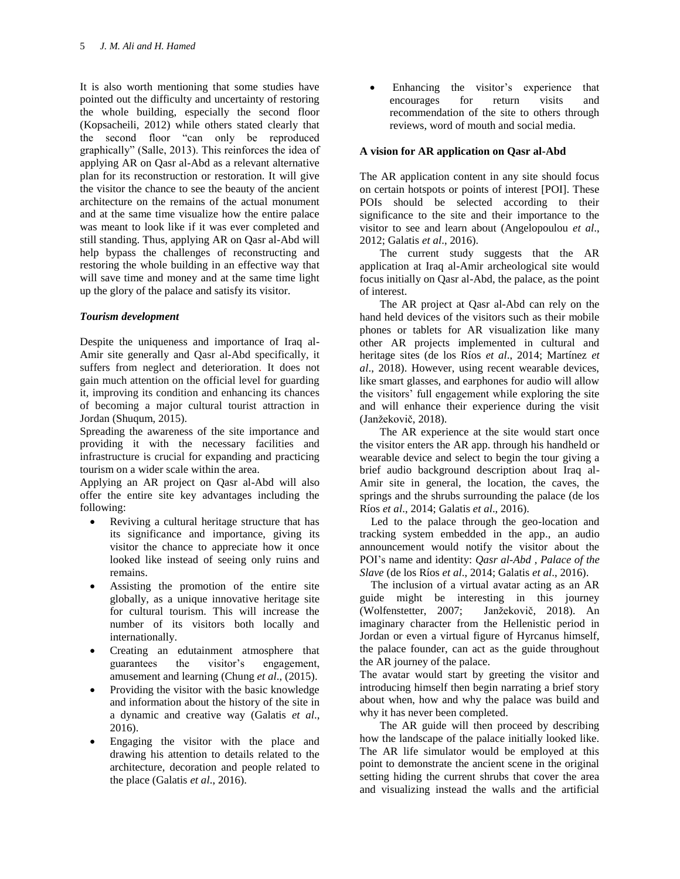It is also worth mentioning that some studies have pointed out the difficulty and uncertainty of restoring the whole building, especially the second floor (Kopsacheili, 2012) while others stated clearly that the second floor "can only be reproduced graphically" (Salle, 2013). This reinforces the idea of applying AR on Qasr al-Abd as a relevant alternative plan for its reconstruction or restoration. It will give the visitor the chance to see the beauty of the ancient architecture on the remains of the actual monument and at the same time visualize how the entire palace was meant to look like if it was ever completed and still standing. Thus, applying AR on Qasr al-Abd will help bypass the challenges of reconstructing and restoring the whole building in an effective way that will save time and money and at the same time light up the glory of the palace and satisfy its visitor.

### *Tourism development*

Despite the uniqueness and importance of Iraq al-Amir site generally and Qasr al-Abd specifically, it suffers from neglect and deterioration. It does not gain much attention on the official level for guarding it, improving its condition and enhancing its chances of becoming a major cultural tourist attraction in Jordan (Shuqum, 2015).

Spreading the awareness of the site importance and providing it with the necessary facilities and infrastructure is crucial for expanding and practicing tourism on a wider scale within the area.

Applying an AR project on Qasr al-Abd will also offer the entire site key advantages including the following:

- Reviving a cultural heritage structure that has its significance and importance, giving its visitor the chance to appreciate how it once looked like instead of seeing only ruins and remains.
- Assisting the promotion of the entire site globally, as a unique innovative heritage site for cultural tourism. This will increase the number of its visitors both locally and internationally.
- Creating an edutainment atmosphere that guarantees the visitor's engagement, amusement and learning (Chung *et al*., (2015).
- Providing the visitor with the basic knowledge and information about the history of the site in a dynamic and creative way (Galatis *et al*., 2016).
- Engaging the visitor with the place and drawing his attention to details related to the architecture, decoration and people related to the place (Galatis *et al*., 2016).
- Enhancing the visitor's experience that encourages for return visits and recommendation of the site to others through reviews, word of mouth and social media.

### A vision for AR application on Qasr al-Abd

The AR application content in any site should focus on certain hotspots or points of interest [POI]. These POIs should be selected according to their significance to the site and their importance to the visitor to see and learn about (Angelopoulou *et al*., 2012; Galatis *et al*., 2016).

The current study suggests that the AR application at Iraq al-Amir archeological site would focus initially on Qasr al-Abd, the palace, as the point of interest.

The AR project at Qasr al-Abd can rely on the hand held devices of the visitors such as their mobile phones or tablets for AR visualization like many other AR projects implemented in cultural and heritage sites (de los Ríos *et al*., 2014; Martínez *et al*., 2018). However, using recent wearable devices, like smart glasses, and earphones for audio will allow the visitors' full engagement while exploring the site and will enhance their experience during the visit (Janžekovič, 2018).

The AR experience at the site would start once the visitor enters the AR app. through his handheld or wearable device and select to begin the tour giving a brief audio background description about Iraq al-Amir site in general, the location, the caves, the springs and the shrubs surrounding the palace (de los Ríos *et al*., 2014; Galatis *et al*., 2016).

Led to the palace through the geo-location and tracking system embedded in the app., an audio announcement would notify the visitor about the POI's name and identity: *Qasr al-Abd , Palace of the Slave* (de los Ríos *et al*., 2014; Galatis *et al*., 2016).

The inclusion of a virtual avatar acting as an AR guide might be interesting in this journey (Wolfenstetter, 2007; Janžekovič, 2018). An imaginary character from the Hellenistic period in Jordan or even a virtual figure of Hyrcanus himself, the palace founder, can act as the guide throughout the AR journey of the palace.

The avatar would start by greeting the visitor and introducing himself then begin narrating a brief story about when, how and why the palace was build and why it has never been completed.

The AR guide will then proceed by describing how the landscape of the palace initially looked like. The AR life simulator would be employed at this point to demonstrate the ancient scene in the original setting hiding the current shrubs that cover the area and visualizing instead the walls and the artificial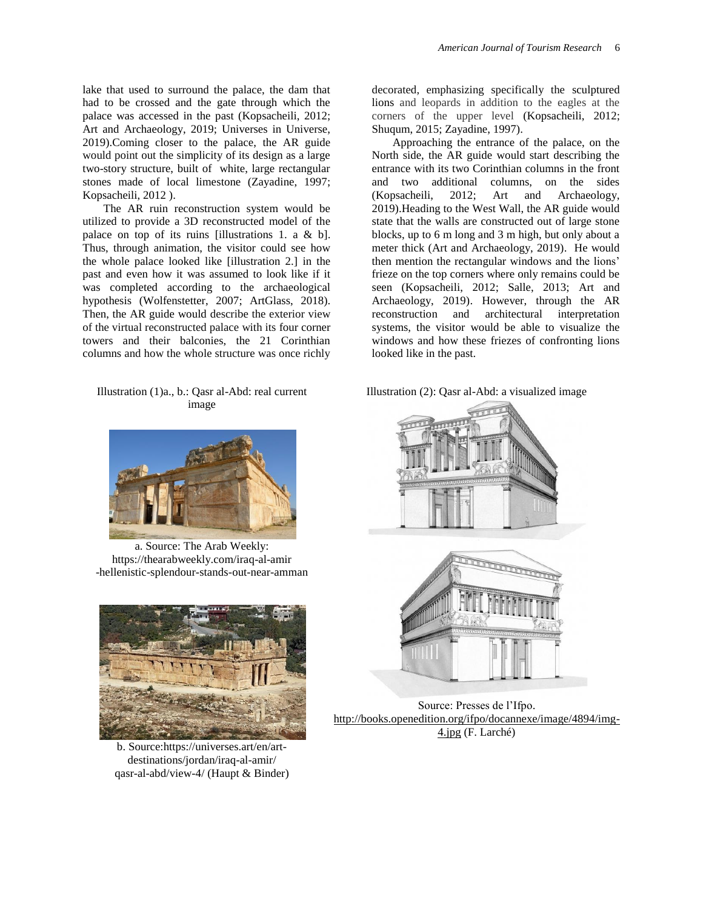lake that used to surround the palace, the dam that had to be crossed and the gate through which the palace was accessed in the past (Kopsacheili, 2012; Art and Archaeology, 2019; Universes in Universe, 2019).Coming closer to the palace, the AR guide would point out the simplicity of its design as a large two-story structure, built of white, large rectangular stones made of local limestone (Zayadine, 1997; Kopsacheili, 2012 ).

The AR ruin reconstruction system would be utilized to provide a 3D reconstructed model of the palace on top of its ruins [illustrations 1. a & b]. Thus, through animation, the visitor could see how the whole palace looked like [illustration 2.] in the past and even how it was assumed to look like if it was completed according to the archaeological hypothesis (Wolfenstetter, 2007; ArtGlass, 2018). Then, the AR guide would describe the exterior view of the virtual reconstructed palace with its four corner towers and their balconies, the 21 Corinthian columns and how the whole structure was once richly decorated, emphasizing specifically the sculptured lions and leopards in addition to the eagles at the corners of the upper level (Kopsacheili, 2012; Shuqum, 2015; Zayadine, 1997).

Approaching the entrance of the palace, on the North side, the AR guide would start describing the entrance with its two Corinthian columns in the front and two additional columns, on the sides (Kopsacheili, 2012; Art and Archaeology, 2019).Heading to the West Wall, the AR guide would state that the walls are constructed out of large stone blocks, up to 6 m long and 3 m high, but only about a meter thick (Art and Archaeology, 2019). He would then mention the rectangular windows and the lions' frieze on the top corners where only remains could be seen (Kopsacheili, 2012; Salle, 2013; Art and Archaeology, 2019). However, through the AR reconstruction and architectural interpretation systems, the visitor would be able to visualize the windows and how these friezes of confronting lions looked like in the past.

Illustration (1)a., b.: Qasr al-Abd: real current image

a. Source: The Arab Weekly: https://thearabweekly.com/iraq-al-amir-hellenistic-splendour-stands-out-near-amman

b. Source:https://universes.art/en/art-destinations/jordan/iraq-al-amir/qasr-al-abd/view-4/ (Haupt & Binder)

Illustration (2): Qasr al-Abd: a visualized image

Source: Presses de l'Ifpo. http://books.openedition.org/ifpo/docannexe/image/4894/img-4.jpg (F. Larché)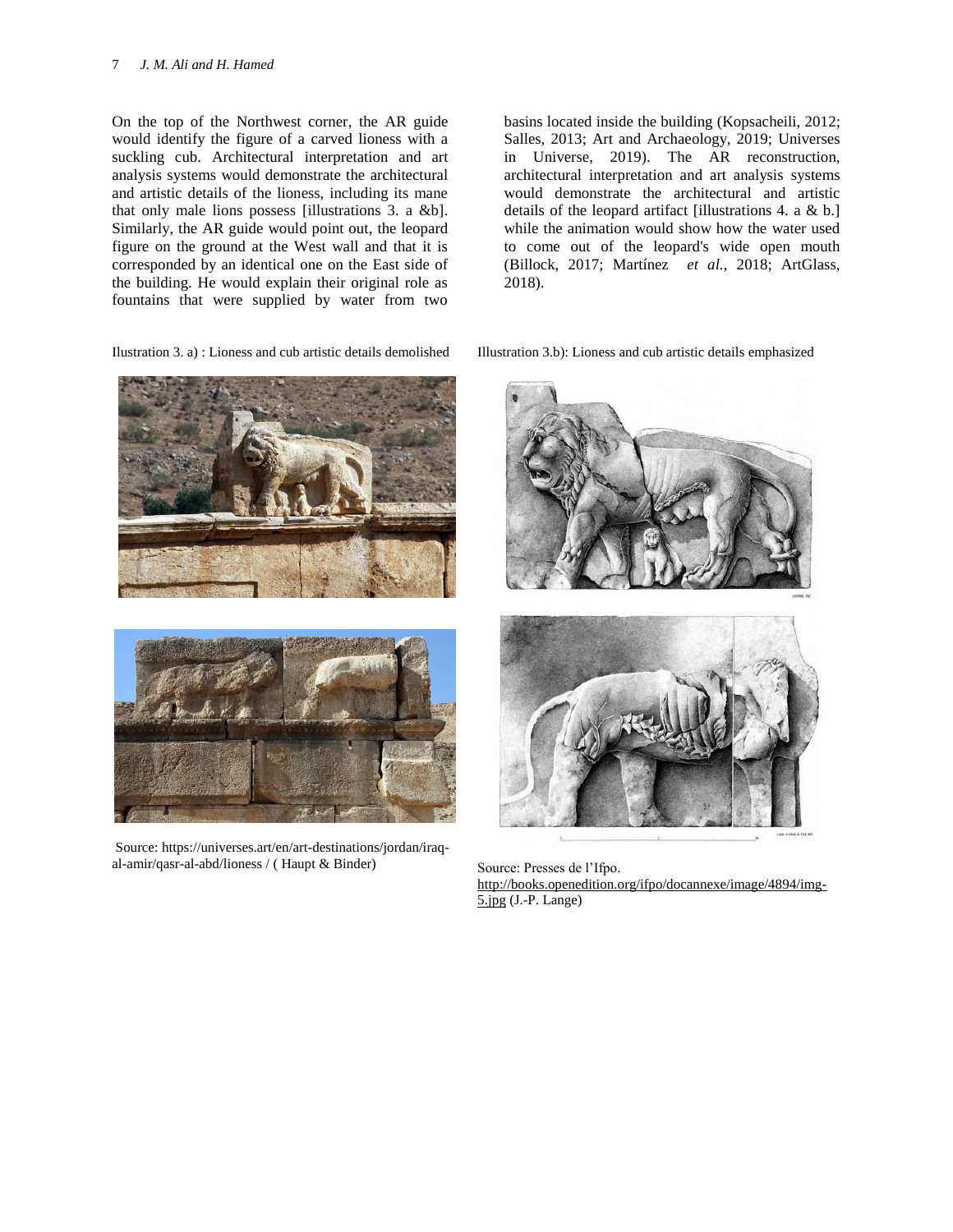On the top of the Northwest corner, the AR guide would identify the figure of a carved lioness with a suckling cub. Architectural interpretation and art analysis systems would demonstrate the architectural and artistic details of the lioness, including its mane that only male lions possess [illustrations 3. a &b]. Similarly, the AR guide would point out, the leopard figure on the ground at the West wall and that it is corresponded by an identical one on the East side of the building. He would explain their original role as fountains that were supplied by water from two basins located inside the building (Kopsacheili, 2012; Salles, 2013; Art and Archaeology, 2019; Universes in Universe, 2019). The AR reconstruction, architectural interpretation and art analysis systems would demonstrate the architectural and artistic details of the leopard artifact [illustrations 4. a & b.] while the animation would show how the water used to come out of the leopard's wide open mouth (Billock, 2017; Martínez *et al.*, 2018; ArtGlass, 2018).

Ilustration 3. a) : Lioness and cub artistic details demolished

Illustration 3.b): Lioness and cub artistic details emphasized

Source: https://universes.art/en/art-destinations/jordan/iraq-al-amir/qasr-al-abd/lioness / ( Haupt & Binder)

Source: Presses de l'Ifpo. http://books.openedition.org/ifpo/docannexe/image/4894/img-5.jpg (J.-P. Lange)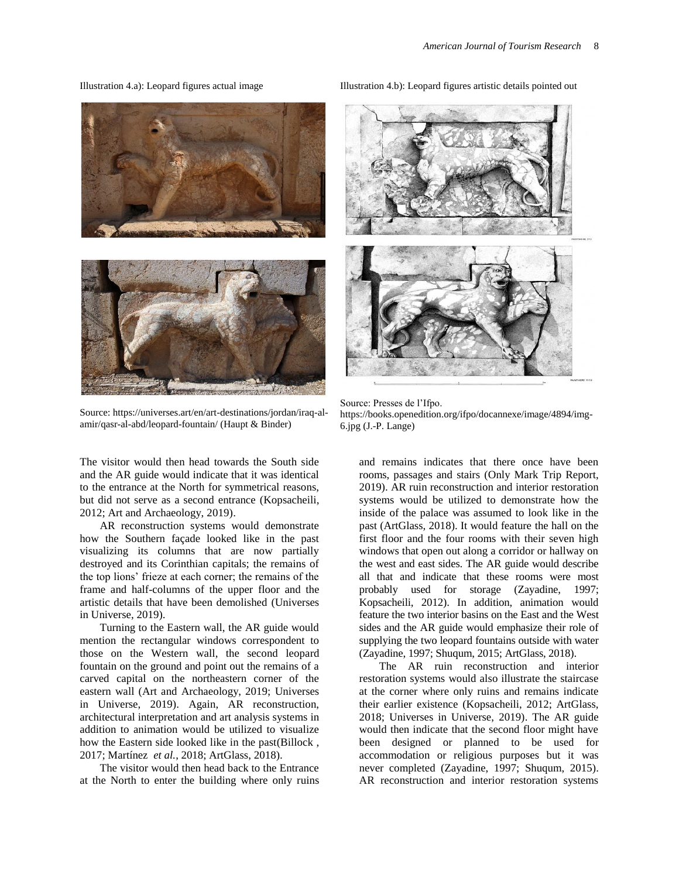Illustration 4.a): Leopard figures actual image

Source: https://universes.art/en/art-destinations/jordan/iraq-al-amir/qasr-al-abd/leopard-fountain/ (Haupt & Binder)

Illustration 4.b): Leopard figures artistic details pointed out

Source: Presses de l'Ifpo. https://books.openedition.org/ifpo/docannexe/image/4894/img-6.jpg (J.-P. Lange)

The visitor would then head towards the South side and the AR guide would indicate that it was identical to the entrance at the North for symmetrical reasons, but did not serve as a second entrance (Kopsacheili, 2012; Art and Archaeology, 2019).

AR reconstruction systems would demonstrate how the Southern façade looked like in the past visualizing its columns that are now partially destroyed and its Corinthian capitals; the remains of the top lions' frieze at each corner; the remains of the frame and half-columns of the upper floor and the artistic details that have been demolished (Universes in Universe, 2019).

Turning to the Eastern wall, the AR guide would mention the rectangular windows correspondent to those on the Western wall, the second leopard fountain on the ground and point out the remains of a carved capital on the northeastern corner of the eastern wall (Art and Archaeology, 2019; Universes in Universe, 2019). Again, AR reconstruction, architectural interpretation and art analysis systems in addition to animation would be utilized to visualize how the Eastern side looked like in the past(Billock , 2017; Martínez *et al.*, 2018; ArtGlass, 2018).

The visitor would then head back to the Entrance at the North to enter the building where only ruins and remains indicates that there once have been rooms, passages and stairs (Only Mark Trip Report, 2019). AR ruin reconstruction and interior restoration systems would be utilized to demonstrate how the inside of the palace was assumed to look like in the past (ArtGlass, 2018). It would feature the hall on the first floor and the four rooms with their seven high windows that open out along a corridor or hallway on the west and east sides. The AR guide would describe all that and indicate that these rooms were most probably used for storage (Zayadine, 1997; Kopsacheili, 2012). In addition, animation would feature the two interior basins on the East and the West sides and the AR guide would emphasize their role of supplying the two leopard fountains outside with water (Zayadine, 1997; Shuqum, 2015; ArtGlass, 2018).

The AR ruin reconstruction and interior restoration systems would also illustrate the staircase at the corner where only ruins and remains indicate their earlier existence (Kopsacheili, 2012; ArtGlass, 2018; Universes in Universe, 2019). The AR guide would then indicate that the second floor might have been designed or planned to be used for accommodation or religious purposes but it was never completed (Zayadine, 1997; Shuqum, 2015). AR reconstruction and interior restoration systems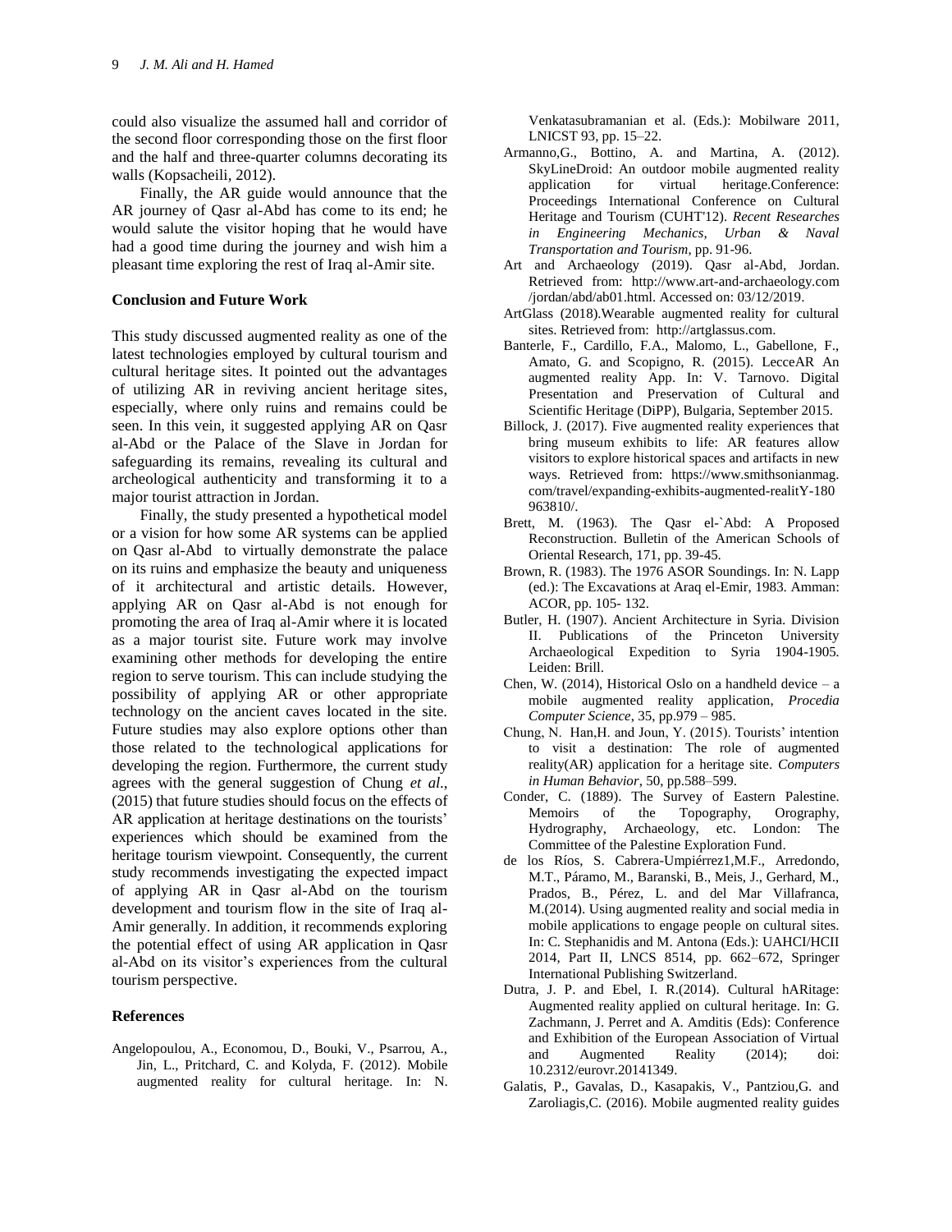could also visualize the assumed hall and corridor of the second floor corresponding those on the first floor and the half and three-quarter columns decorating its walls (Kopsacheili, 2012).

Finally, the AR guide would announce that the AR journey of Qasr al-Abd has come to its end; he would salute the visitor hoping that he would have had a good time during the journey and wish him a pleasant time exploring the rest of Iraq al-Amir site.

## Conclusion and Future Work

This study discussed augmented reality as one of the latest technologies employed by cultural tourism and cultural heritage sites. It pointed out the advantages of utilizing AR in reviving ancient heritage sites, especially, where only ruins and remains could be seen. In this vein, it suggested applying AR on Qasr al-Abd or the Palace of the Slave in Jordan for safeguarding its remains, revealing its cultural and archeological authenticity and transforming it to a major tourist attraction in Jordan.

Finally, the study presented a hypothetical model or a vision for how some AR systems can be applied on Qasr al-Abd to virtually demonstrate the palace on its ruins and emphasize the beauty and uniqueness of it architectural and artistic details. However, applying AR on Qasr al-Abd is not enough for promoting the area of Iraq al-Amir where it is located as a major tourist site. Future work may involve examining other methods for developing the entire region to serve tourism. This can include studying the possibility of applying AR or other appropriate technology on the ancient caves located in the site. Future studies may also explore options other than those related to the technological applications for developing the region. Furthermore, the current study agrees with the general suggestion of Chung *et al*., (2015) that future studies should focus on the effects of AR application at heritage destinations on the tourists' experiences which should be examined from the heritage tourism viewpoint. Consequently, the current study recommends investigating the expected impact of applying AR in Qasr al-Abd on the tourism development and tourism flow in the site of Iraq al-Amir generally. In addition, it recommends exploring the potential effect of using AR application in Qasr al-Abd on its visitor's experiences from the cultural tourism perspective.

## References

Angelopoulou, A., Economou, D., Bouki, V., Psarrou, A., Jin, L., Pritchard, C. and Kolyda, F. (2012). Mobile augmented reality for cultural heritage. In: N. Venkatasubramanian et al. (Eds.): Mobilware 2011, LNICST 93, pp. 15–22.

Armanno,G., Bottino, A. and Martina, A. (2012). SkyLineDroid: An outdoor mobile augmented reality application for virtual heritage.Conference: Proceedings International Conference on Cultural Heritage and Tourism (CUHT'12). *Recent Researches in Engineering Mechanics, Urban & Naval Transportation and Tourism*, pp. 91-96.

Art and Archaeology (2019). Qasr al-Abd, Jordan. Retrieved from: http://www.art-and-archaeology.com /jordan/abd/ab01.html. Accessed on: 03/12/2019.

ArtGlass (2018).Wearable augmented reality for cultural sites. Retrieved from: http://artglassus.com.

Banterle, F., Cardillo, F.A., Malomo, L., Gabellone, F., Amato, G. and Scopigno, R. (2015). LecceAR An augmented reality App. In: V. Tarnovo. Digital Presentation and Preservation of Cultural and Scientific Heritage (DiPP), Bulgaria, September 2015.

Billock, J. (2017). Five augmented reality experiences that bring museum exhibits to life: AR features allow visitors to explore historical spaces and artifacts in new ways. Retrieved from: https://www.smithsonianmag. com/travel/expanding-exhibits-augmented-realitY-180 963810/.

Brett, M. (1963). The Qasr el-`Abd: A Proposed Reconstruction. Bulletin of the American Schools of Oriental Research, 171, pp. 39-45.

Brown, R. (1983). The 1976 ASOR Soundings. In: N. Lapp (ed.): The Excavations at Araq el-Emir, 1983. Amman: ACOR, pp. 105- 132.

Butler, H. (1907). Ancient Architecture in Syria. Division II. Publications of the Princeton University Archaeological Expedition to Syria 1904-1905. Leiden: Brill.

Chen, W. (2014), Historical Oslo on a handheld device – a mobile augmented reality application, *Procedia Computer Science*, 35, pp.979 – 985.

Chung, N. Han,H. and Joun, Y. (2015). Tourists' intention to visit a destination: The role of augmented reality(AR) application for a heritage site. *Computers in Human Behavior*, 50, pp.588–599.

Conder, C. (1889). The Survey of Eastern Palestine. Memoirs of the Topography, Orography, Hydrography, Archaeology, etc. London: The Committee of the Palestine Exploration Fund.

de los Ríos, S. Cabrera-Umpiérrez1,M.F., Arredondo, M.T., Páramo, M., Baranski, B., Meis, J., Gerhard, M., Prados, B., Pérez, L. and del Mar Villafranca, M.(2014). Using augmented reality and social media in mobile applications to engage people on cultural sites. In: C. Stephanidis and M. Antona (Eds.): UAHCI/HCII 2014, Part II, LNCS 8514, pp. 662–672, Springer International Publishing Switzerland.

Dutra, J. P. and Ebel, I. R.(2014). Cultural hARitage: Augmented reality applied on cultural heritage. In: G. Zachmann, J. Perret and A. Amditis (Eds): Conference and Exhibition of the European Association of Virtual and Augmented Reality (2014); doi: 10.2312/eurovr.20141349.

Galatis, P., Gavalas, D., Kasapakis, V., Pantziou,G. and Zaroliagis,C. (2016). Mobile augmented reality guides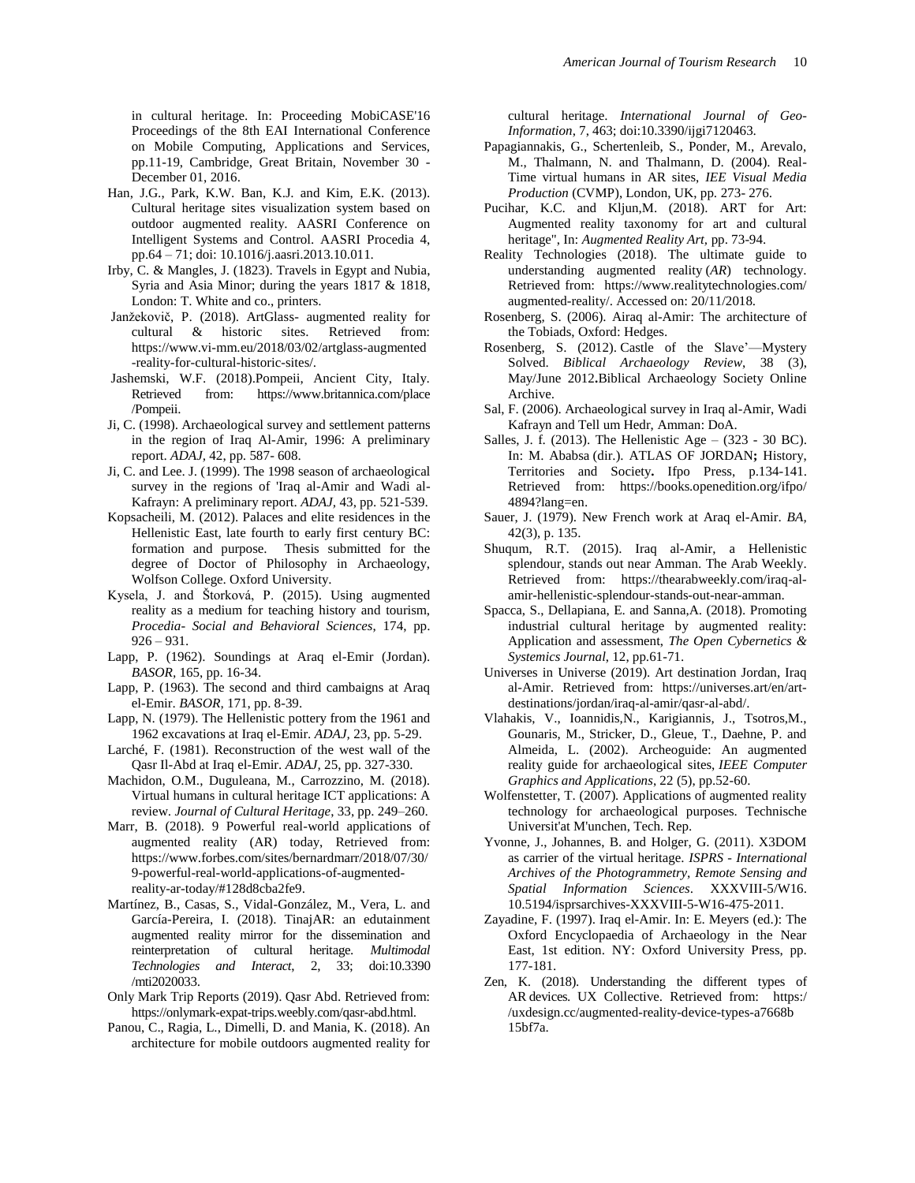in cultural heritage. In: Proceeding MobiCASE'16 Proceedings of the 8th EAI International Conference on Mobile Computing, Applications and Services, pp.11-19, Cambridge, Great Britain, November 30 - December 01, 2016.

Han, J.G., Park, K.W. Ban, K.J. and Kim, E.K. (2013). Cultural heritage sites visualization system based on outdoor augmented reality. AASRI Conference on Intelligent Systems and Control. AASRI Procedia 4, pp.64 – 71; doi: 10.1016/j.aasri.2013.10.011.

Irby, C. & Mangles, J. (1823). Travels in Egypt and Nubia, Syria and Asia Minor; during the years 1817 & 1818, London: T. White and co., printers.

Janžekovič, P. (2018). ArtGlass- augmented reality for cultural & historic sites. Retrieved from: https://www.vi-mm.eu/2018/03/02/artglass-augmented-reality-for-cultural-historic-sites/.

Jashemski, W.F. (2018).Pompeii, Ancient City, Italy. Retrieved from: https://www.britannica.com/place/Pompeii.

Ji, C. (1998). Archaeological survey and settlement patterns in the region of Iraq Al-Amir, 1996: A preliminary report. *ADAJ*, 42, pp. 587- 608.

Ji, C. and Lee. J. (1999). The 1998 season of archaeological survey in the regions of 'Iraq al-Amir and Wadi al-Kafrayn: A preliminary report. *ADAJ*, 43, pp. 521-539.

Kopsacheili, M. (2012). Palaces and elite residences in the Hellenistic East, late fourth to early first century BC: formation and purpose. Thesis submitted for the degree of Doctor of Philosophy in Archaeology, Wolfson College. Oxford University.

Kysela, J. and Štorková, P. (2015). Using augmented reality as a medium for teaching history and tourism, *Procedia- Social and Behavioral Sciences*, 174, pp. 926 – 931.

Lapp, P. (1962). Soundings at Araq el-Emir (Jordan). *BASOR*, 165, pp. 16-34.

Lapp, P. (1963). The second and third cambaigns at Araq el-Emir. *BASOR*, 171, pp. 8-39.

Lapp, N. (1979). The Hellenistic pottery from the 1961 and 1962 excavations at Iraq el-Emir. *ADAJ*, 23, pp. 5-29.

Larché, F. (1981). Reconstruction of the west wall of the Qasr Il-Abd at Iraq el-Emir. *ADAJ*, 25, pp. 327-330.

Machidon, O.M., Duguleana, M., Carrozzino, M. (2018). Virtual humans in cultural heritage ICT applications: A review. *Journal of Cultural Heritage*, 33, pp. 249–260.

Marr, B. (2018). 9 Powerful real-world applications of augmented reality (AR) today, Retrieved from: https://www.forbes.com/sites/bernardmarr/2018/07/30/9-powerful-real-world-applications-of-augmented-reality-ar-today/#128d8cba2fe9.

Martínez, B., Casas, S., Vidal-González, M., Vera, L. and García-Pereira, I. (2018). TinajAR: an edutainment augmented reality mirror for the dissemination and reinterpretation of cultural heritage. *Multimodal Technologies and Interact*, 2, 33; doi:10.3390/mti2020033.

Only Mark Trip Reports (2019). Qasr Abd. Retrieved from: https://onlymark-expat-trips.weebly.com/qasr-abd.html.

Panou, C., Ragia, L., Dimelli, D. and Mania, K. (2018). An architecture for mobile outdoors augmented reality for cultural heritage. *International Journal of Geo-Information*, 7, 463; doi:10.3390/ijgi7120463.

Papagiannakis, G., Schertenleib, S., Ponder, M., Arevalo, M., Thalmann, N. and Thalmann, D. (2004). Real-Time virtual humans in AR sites, *IEE Visual Media Production* (CVMP), London, UK, pp. 273- 276.

Pucihar, K.C. and Kljun,M. (2018). ART for Art: Augmented reality taxonomy for art and cultural heritage", In: *Augmented Reality Art*, pp. 73-94.

Reality Technologies (2018). The ultimate guide to understanding augmented reality (*AR*) technology. Retrieved from: https://www.realitytechnologies.com/augmented-reality/. Accessed on: 20/11/2018.

Rosenberg, S. (2006). Airaq al-Amir: The architecture of the Tobiads, Oxford: Hedges.

Rosenberg, S. (2012). Castle of the Slave'—Mystery Solved. *Biblical Archaeology Review*, 38 (3), May/June 2012**.**Biblical Archaeology Society Online Archive.

Sal, F. (2006). Archaeological survey in Iraq al-Amir, Wadi Kafrayn and Tell um Hedr, Amman: DoA.

Salles, J. f. (2013). The Hellenistic Age – (323 - 30 BC). In: M. Ababsa (dir.). ATLAS OF JORDAN**;** History, Territories and Society**.** Ifpo Press, p.134-141. Retrieved from: https://books.openedition.org/ifpo/4894?lang=en.

Sauer, J. (1979). New French work at Araq el-Amir. *BA*, 42(3), p. 135.

Shuqum, R.T. (2015). Iraq al-Amir, a Hellenistic splendour, stands out near Amman. The Arab Weekly. Retrieved from: https://thearabweekly.com/iraq-al-amir-hellenistic-splendour-stands-out-near-amman.

Spacca, S., Dellapiana, E. and Sanna,A. (2018). Promoting industrial cultural heritage by augmented reality: Application and assessment, *The Open Cybernetics & Systemics Journal*, 12, pp.61-71.

Universes in Universe (2019). Art destination Jordan, Iraq al-Amir. Retrieved from: https://universes.art/en/art-destinations/jordan/iraq-al-amir/qasr-al-abd/.

Vlahakis, V., Ioannidis,N., Karigiannis, J., Tsotros,M., Gounaris, M., Stricker, D., Gleue, T., Daehne, P. and Almeida, L. (2002). Archeoguide: An augmented reality guide for archaeological sites, *IEEE Computer Graphics and Applications*, 22 (5), pp.52-60.

Wolfenstetter, T. (2007). Applications of augmented reality technology for archaeological purposes. Technische Universit'at M'unchen, Tech. Rep.

Yvonne, J., Johannes, B. and Holger, G. (2011). X3DOM as carrier of the virtual heritage. *ISPRS - International Archives of the Photogrammetry, Remote Sensing and Spatial Information Sciences*. XXXVIII-5/W16. 10.5194/isprsarchives-XXXVIII-5-W16-475-2011.

Zayadine, F. (1997). Iraq el-Amir. In: E. Meyers (ed.): The Oxford Encyclopaedia of Archaeology in the Near East, 1st edition. NY: Oxford University Press, pp. 177-181.

Zen, K. (2018). Understanding the different types of AR devices. UX Collective. Retrieved from: https://uxdesign.cc/augmented-reality-device-types-a7668b15bf7a.